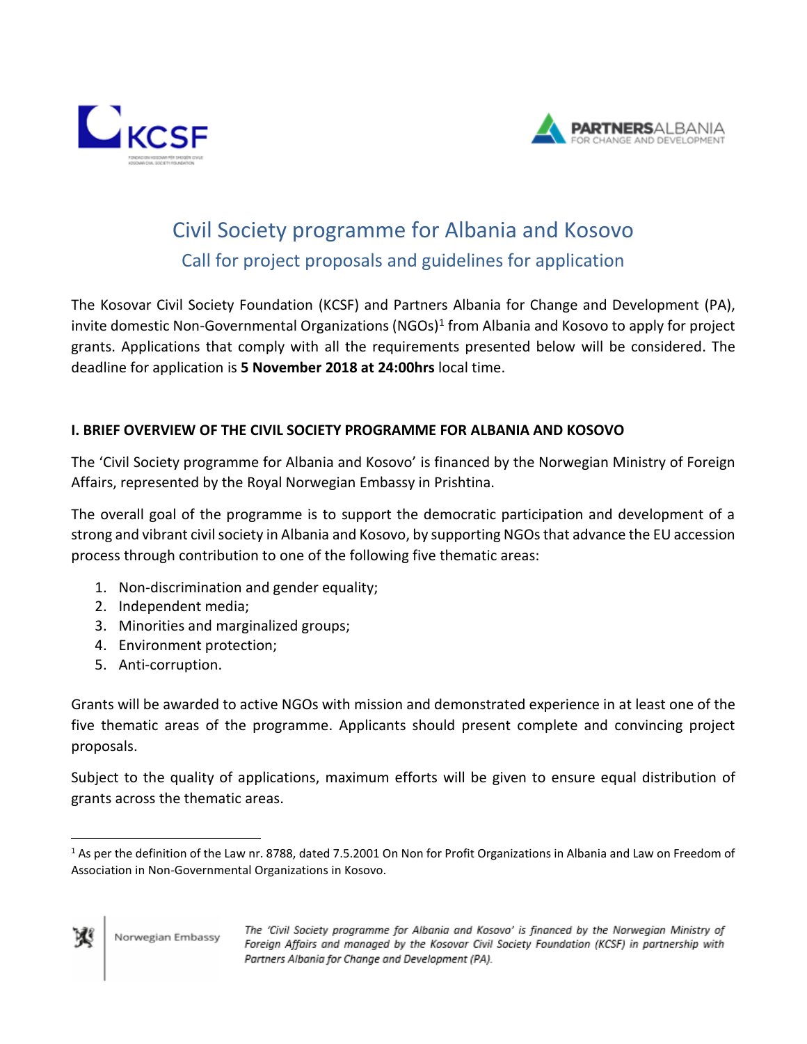# Civil Society programme for Albania and Kosovo

## Call for project proposals and guidelines for application

The Kosovar Civil Society Foundation (KCSF) and Partners Albania for Change and Development (PA), invite domestic Non-Governmental Organizations (NGOs)[1] from Albania and Kosovo to apply for project grants. Applications that comply with all the requirements presented below will be considered. The deadline for application is **5 November 2018 at 24:00hrs** local time.

### I. BRIEF OVERVIEW OF THE CIVIL SOCIETY PROGRAMME FOR ALBANIA AND KOSOVO

The 'Civil Society programme for Albania and Kosovo' is financed by the Norwegian Ministry of Foreign Affairs, represented by the Royal Norwegian Embassy in Prishtina.

The overall goal of the programme is to support the democratic participation and development of a strong and vibrant civil society in Albania and Kosovo, by supporting NGOs that advance the EU accession process through contribution to one of the following five thematic areas:

1. Non-discrimination and gender equality;
2. Independent media;
3. Minorities and marginalized groups;
4. Environment protection;
5. Anti-corruption.

Grants will be awarded to active NGOs with mission and demonstrated experience in at least one of the five thematic areas of the programme. Applicants should present complete and convincing project proposals.

Subject to the quality of applications, maximum efforts will be given to ensure equal distribution of grants across the thematic areas.

---

[1] As per the definition of the Law nr. 8788, dated 7.5.2001 On Non for Profit Organizations in Albania and Law on Freedom of Association in Non-Governmental Organizations in Kosovo.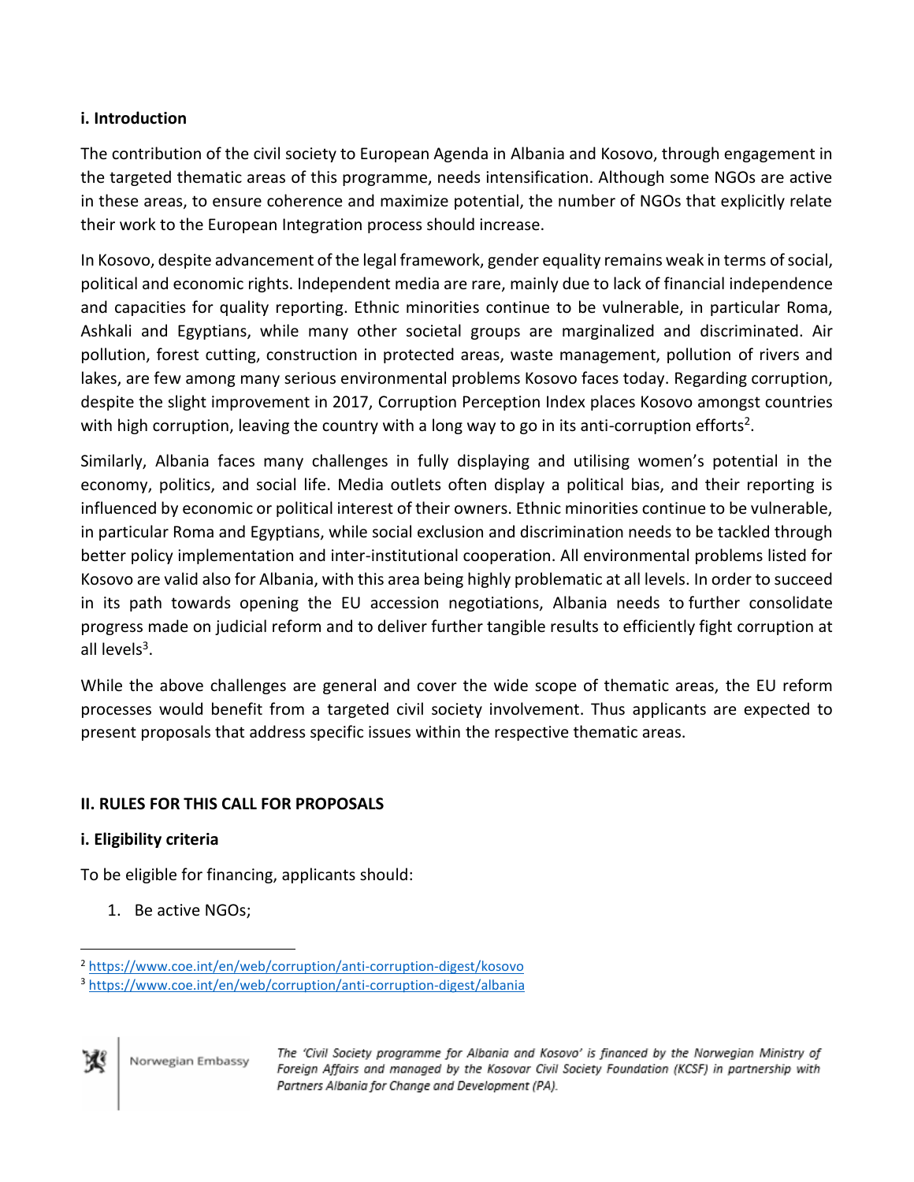### i. Introduction

The contribution of the civil society to European Agenda in Albania and Kosovo, through engagement in the targeted thematic areas of this programme, needs intensification. Although some NGOs are active in these areas, to ensure coherence and maximize potential, the number of NGOs that explicitly relate their work to the European Integration process should increase.

In Kosovo, despite advancement of the legal framework, gender equality remains weak in terms of social, political and economic rights. Independent media are rare, mainly due to lack of financial independence and capacities for quality reporting. Ethnic minorities continue to be vulnerable, in particular Roma, Ashkali and Egyptians, while many other societal groups are marginalized and discriminated. Air pollution, forest cutting, construction in protected areas, waste management, pollution of rivers and lakes, are few among many serious environmental problems Kosovo faces today. Regarding corruption, despite the slight improvement in 2017, Corruption Perception Index places Kosovo amongst countries with high corruption, leaving the country with a long way to go in its anti-corruption efforts[2].

Similarly, Albania faces many challenges in fully displaying and utilising women's potential in the economy, politics, and social life. Media outlets often display a political bias, and their reporting is influenced by economic or political interest of their owners. Ethnic minorities continue to be vulnerable, in particular Roma and Egyptians, while social exclusion and discrimination needs to be tackled through better policy implementation and inter-institutional cooperation. All environmental problems listed for Kosovo are valid also for Albania, with this area being highly problematic at all levels. In order to succeed in its path towards opening the EU accession negotiations, Albania needs to further consolidate progress made on judicial reform and to deliver further tangible results to efficiently fight corruption at all levels[3].

While the above challenges are general and cover the wide scope of thematic areas, the EU reform processes would benefit from a targeted civil society involvement. Thus applicants are expected to present proposals that address specific issues within the respective thematic areas.

## II. RULES FOR THIS CALL FOR PROPOSALS

### i. Eligibility criteria

To be eligible for financing, applicants should:

1. Be active NGOs;

[2] https://www.coe.int/en/web/corruption/anti-corruption-digest/kosovo

[3] https://www.coe.int/en/web/corruption/anti-corruption-digest/albania

Norwegian Embassy

*The 'Civil Society programme for Albania and Kosovo' is financed by the Norwegian Ministry of Foreign Affairs and managed by the Kosovar Civil Society Foundation (KCSF) in partnership with Partners Albania for Change and Development (PA).*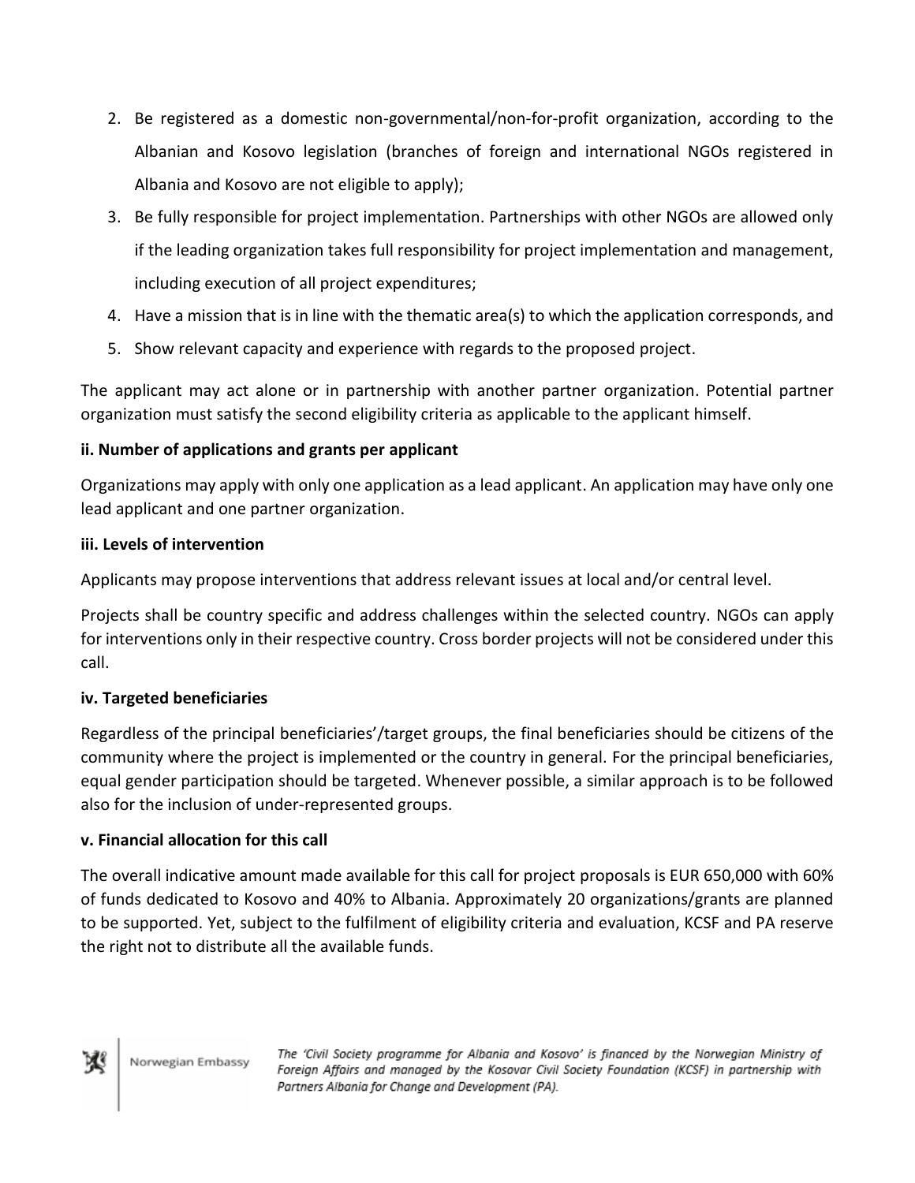2. Be registered as a domestic non-governmental/non-for-profit organization, according to the Albanian and Kosovo legislation (branches of foreign and international NGOs registered in Albania and Kosovo are not eligible to apply);
3. Be fully responsible for project implementation. Partnerships with other NGOs are allowed only if the leading organization takes full responsibility for project implementation and management, including execution of all project expenditures;
4. Have a mission that is in line with the thematic area(s) to which the application corresponds, and
5. Show relevant capacity and experience with regards to the proposed project.

The applicant may act alone or in partnership with another partner organization. Potential partner organization must satisfy the second eligibility criteria as applicable to the applicant himself.

**ii. Number of applications and grants per applicant**

Organizations may apply with only one application as a lead applicant. An application may have only one lead applicant and one partner organization.

**iii. Levels of intervention**

Applicants may propose interventions that address relevant issues at local and/or central level.

Projects shall be country specific and address challenges within the selected country. NGOs can apply for interventions only in their respective country. Cross border projects will not be considered under this call.

**iv. Targeted beneficiaries**

Regardless of the principal beneficiaries'/target groups, the final beneficiaries should be citizens of the community where the project is implemented or the country in general. For the principal beneficiaries, equal gender participation should be targeted. Whenever possible, a similar approach is to be followed also for the inclusion of under-represented groups.

**v. Financial allocation for this call**

The overall indicative amount made available for this call for project proposals is EUR 650,000 with 60% of funds dedicated to Kosovo and 40% to Albania. Approximately 20 organizations/grants are planned to be supported. Yet, subject to the fulfilment of eligibility criteria and evaluation, KCSF and PA reserve the right not to distribute all the available funds.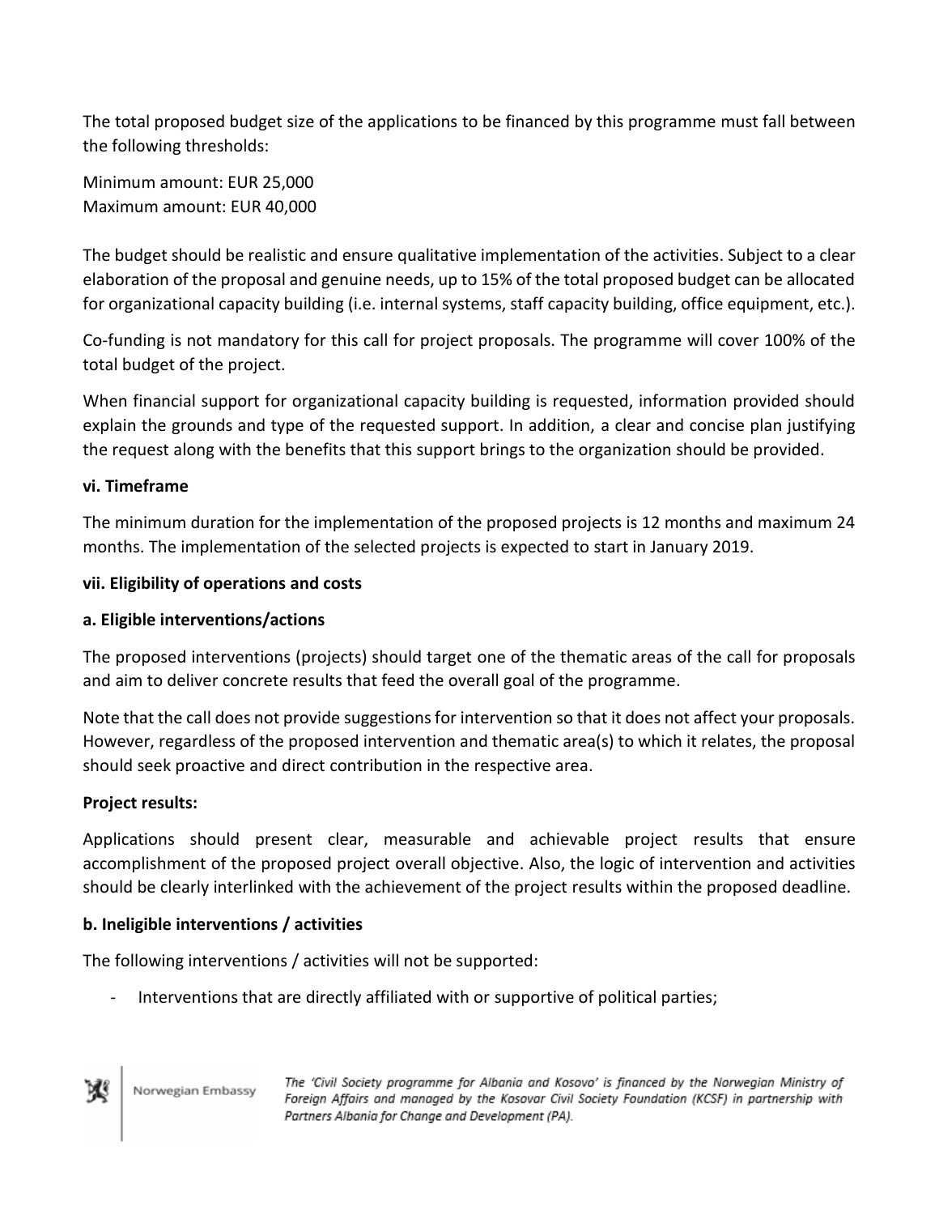The total proposed budget size of the applications to be financed by this programme must fall between the following thresholds:

Minimum amount: EUR 25,000
Maximum amount: EUR 40,000

The budget should be realistic and ensure qualitative implementation of the activities. Subject to a clear elaboration of the proposal and genuine needs, up to 15% of the total proposed budget can be allocated for organizational capacity building (i.e. internal systems, staff capacity building, office equipment, etc.).

Co-funding is not mandatory for this call for project proposals. The programme will cover 100% of the total budget of the project.

When financial support for organizational capacity building is requested, information provided should explain the grounds and type of the requested support. In addition, a clear and concise plan justifying the request along with the benefits that this support brings to the organization should be provided.

**vi. Timeframe**

The minimum duration for the implementation of the proposed projects is 12 months and maximum 24 months. The implementation of the selected projects is expected to start in January 2019.

**vii. Eligibility of operations and costs**

**a. Eligible interventions/actions**

The proposed interventions (projects) should target one of the thematic areas of the call for proposals and aim to deliver concrete results that feed the overall goal of the programme.

Note that the call does not provide suggestions for intervention so that it does not affect your proposals. However, regardless of the proposed intervention and thematic area(s) to which it relates, the proposal should seek proactive and direct contribution in the respective area.

**Project results:**

Applications should present clear, measurable and achievable project results that ensure accomplishment of the proposed project overall objective. Also, the logic of intervention and activities should be clearly interlinked with the achievement of the project results within the proposed deadline.

**b. Ineligible interventions / activities**

The following interventions / activities will not be supported:

- Interventions that are directly affiliated with or supportive of political parties;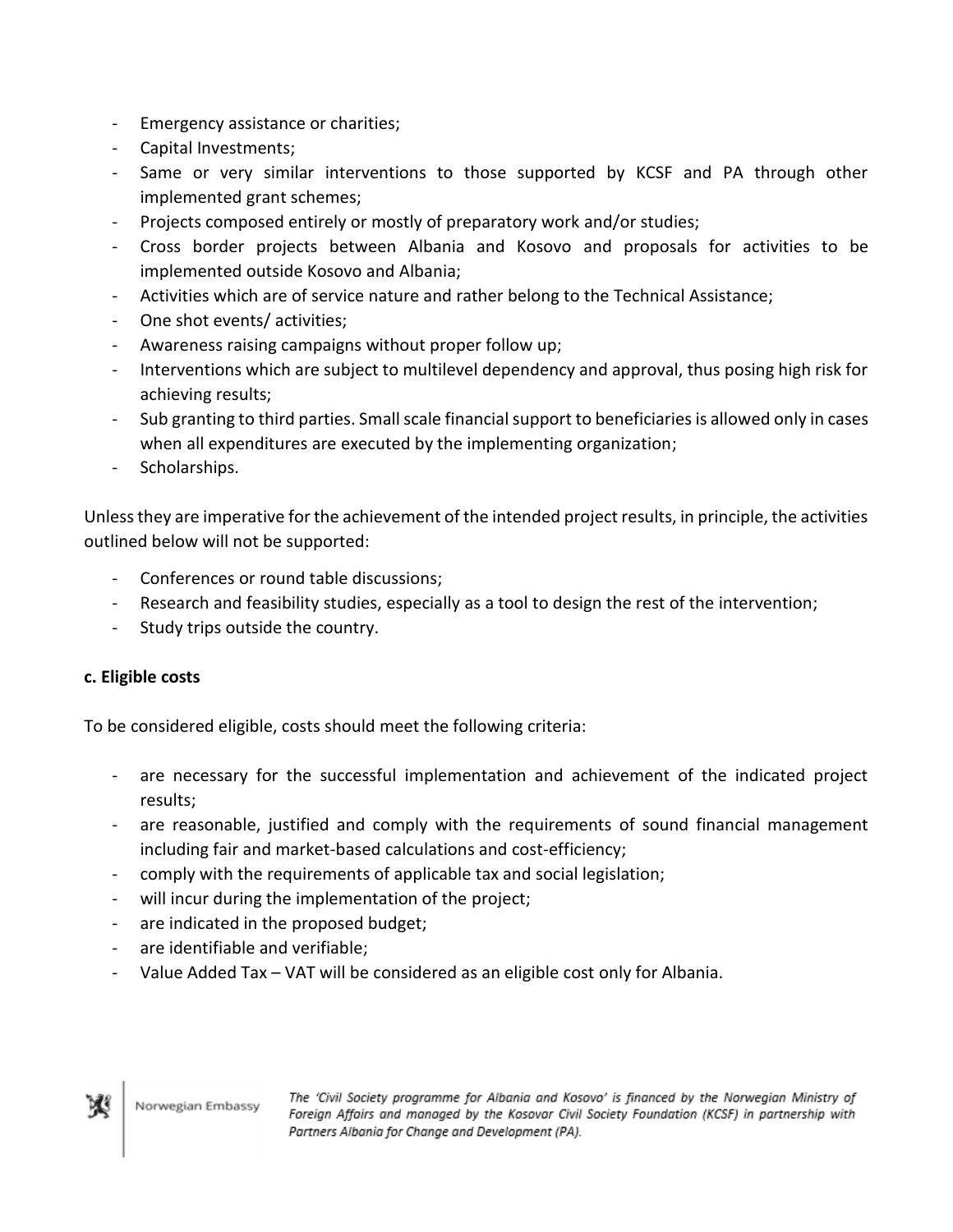- Emergency assistance or charities;
- Capital Investments;
- Same or very similar interventions to those supported by KCSF and PA through other implemented grant schemes;
- Projects composed entirely or mostly of preparatory work and/or studies;
- Cross border projects between Albania and Kosovo and proposals for activities to be implemented outside Kosovo and Albania;
- Activities which are of service nature and rather belong to the Technical Assistance;
- One shot events/ activities;
- Awareness raising campaigns without proper follow up;
- Interventions which are subject to multilevel dependency and approval, thus posing high risk for achieving results;
- Sub granting to third parties. Small scale financial support to beneficiaries is allowed only in cases when all expenditures are executed by the implementing organization;
- Scholarships.

Unless they are imperative for the achievement of the intended project results, in principle, the activities outlined below will not be supported:

- Conferences or round table discussions;
- Research and feasibility studies, especially as a tool to design the rest of the intervention;
- Study trips outside the country.

**c. Eligible costs**

To be considered eligible, costs should meet the following criteria:

- are necessary for the successful implementation and achievement of the indicated project results;
- are reasonable, justified and comply with the requirements of sound financial management including fair and market-based calculations and cost-efficiency;
- comply with the requirements of applicable tax and social legislation;
- will incur during the implementation of the project;
- are indicated in the proposed budget;
- are identifiable and verifiable;
- Value Added Tax – VAT will be considered as an eligible cost only for Albania.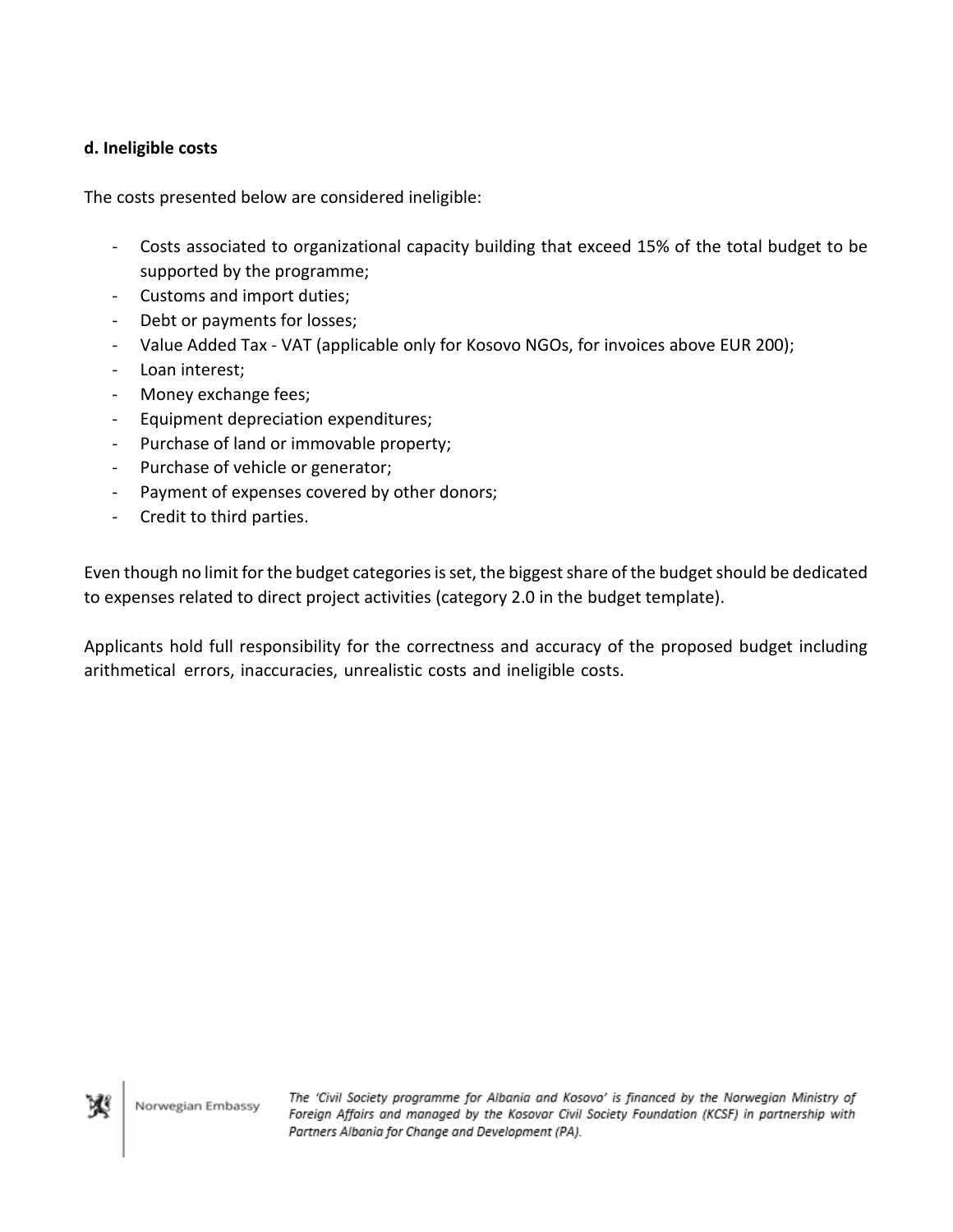**d. Ineligible costs**

The costs presented below are considered ineligible:

- Costs associated to organizational capacity building that exceed 15% of the total budget to be supported by the programme;
- Customs and import duties;
- Debt or payments for losses;
- Value Added Tax - VAT (applicable only for Kosovo NGOs, for invoices above EUR 200);
- Loan interest;
- Money exchange fees;
- Equipment depreciation expenditures;
- Purchase of land or immovable property;
- Purchase of vehicle or generator;
- Payment of expenses covered by other donors;
- Credit to third parties.

Even though no limit for the budget categories is set, the biggest share of the budget should be dedicated to expenses related to direct project activities (category 2.0 in the budget template).

Applicants hold full responsibility for the correctness and accuracy of the proposed budget including arithmetical errors, inaccuracies, unrealistic costs and ineligible costs.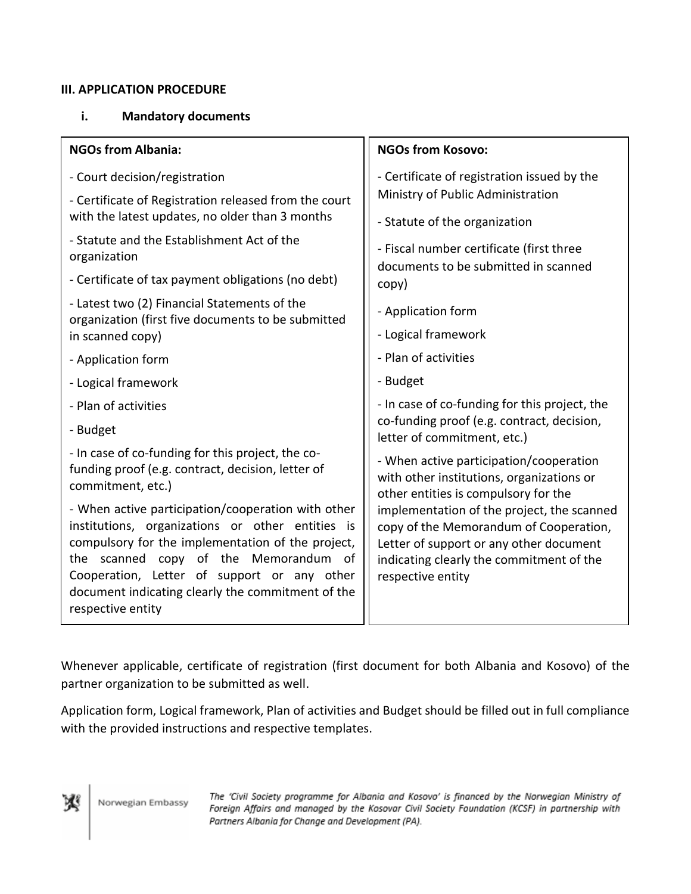### III. APPLICATION PROCEDURE

#### i. Mandatory documents

| NGOs from Albania: | NGOs from Kosovo: |
|---|---|
| - Court decision/registration<br>- Certificate of Registration released from the court with the latest updates, no older than 3 months<br>- Statute and the Establishment Act of the organization<br>- Certificate of tax payment obligations (no debt)<br>- Latest two (2) Financial Statements of the organization (first five documents to be submitted in scanned copy)<br>- Application form<br>- Logical framework<br>- Plan of activities<br>- Budget<br>- In case of co-funding for this project, the co-funding proof (e.g. contract, decision, letter of commitment, etc.)<br>- When active participation/cooperation with other institutions, organizations or other entities is compulsory for the implementation of the project, the scanned copy of the Memorandum of Cooperation, Letter of support or any other document indicating clearly the commitment of the respective entity | - Certificate of registration issued by the Ministry of Public Administration<br>- Statute of the organization<br>- Fiscal number certificate (first three documents to be submitted in scanned copy)<br>- Application form<br>- Logical framework<br>- Plan of activities<br>- Budget<br>- In case of co-funding for this project, the co-funding proof (e.g. contract, decision, letter of commitment, etc.)<br>- When active participation/cooperation with other institutions, organizations or other entities is compulsory for the implementation of the project, the scanned copy of the Memorandum of Cooperation, Letter of support or any other document indicating clearly the commitment of the respective entity |

Whenever applicable, certificate of registration (first document for both Albania and Kosovo) of the partner organization to be submitted as well.

Application form, Logical framework, Plan of activities and Budget should be filled out in full compliance with the provided instructions and respective templates.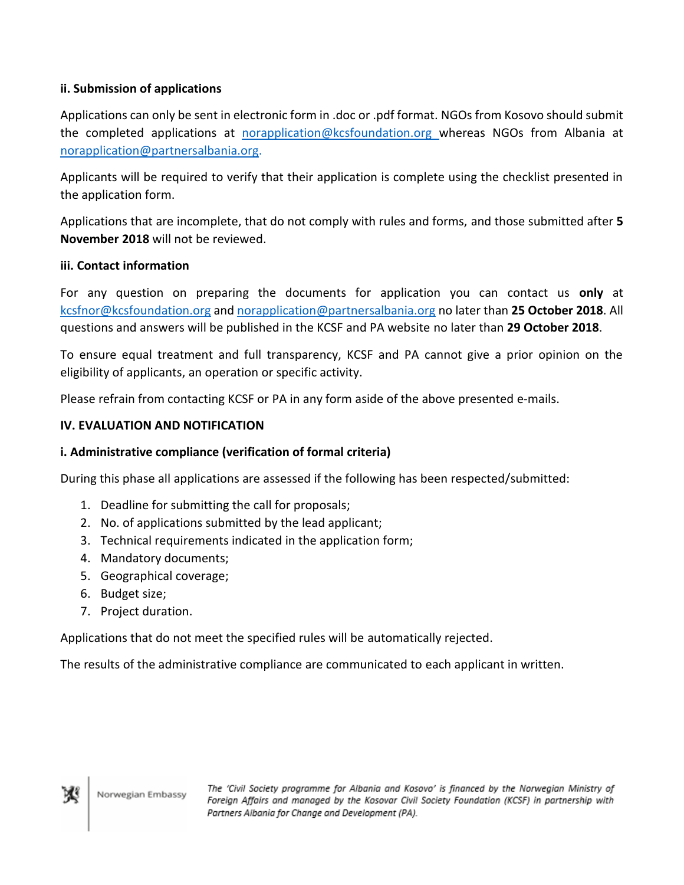**ii. Submission of applications**

Applications can only be sent in electronic form in .doc or .pdf format. NGOs from Kosovo should submit the completed applications at norapplication@kcsfoundation.org whereas NGOs from Albania at norapplication@partnersalbania.org.

Applicants will be required to verify that their application is complete using the checklist presented in the application form.

Applications that are incomplete, that do not comply with rules and forms, and those submitted after **5 November 2018** will not be reviewed.

**iii. Contact information**

For any question on preparing the documents for application you can contact us **only** at kcsfnor@kcsfoundation.org and norapplication@partnersalbania.org no later than **25 October 2018**. All questions and answers will be published in the KCSF and PA website no later than **29 October 2018**.

To ensure equal treatment and full transparency, KCSF and PA cannot give a prior opinion on the eligibility of applicants, an operation or specific activity.

Please refrain from contacting KCSF or PA in any form aside of the above presented e-mails.

## IV. EVALUATION AND NOTIFICATION

**i. Administrative compliance (verification of formal criteria)**

During this phase all applications are assessed if the following has been respected/submitted:

1. Deadline for submitting the call for proposals;
2. No. of applications submitted by the lead applicant;
3. Technical requirements indicated in the application form;
4. Mandatory documents;
5. Geographical coverage;
6. Budget size;
7. Project duration.

Applications that do not meet the specified rules will be automatically rejected.

The results of the administrative compliance are communicated to each applicant in written.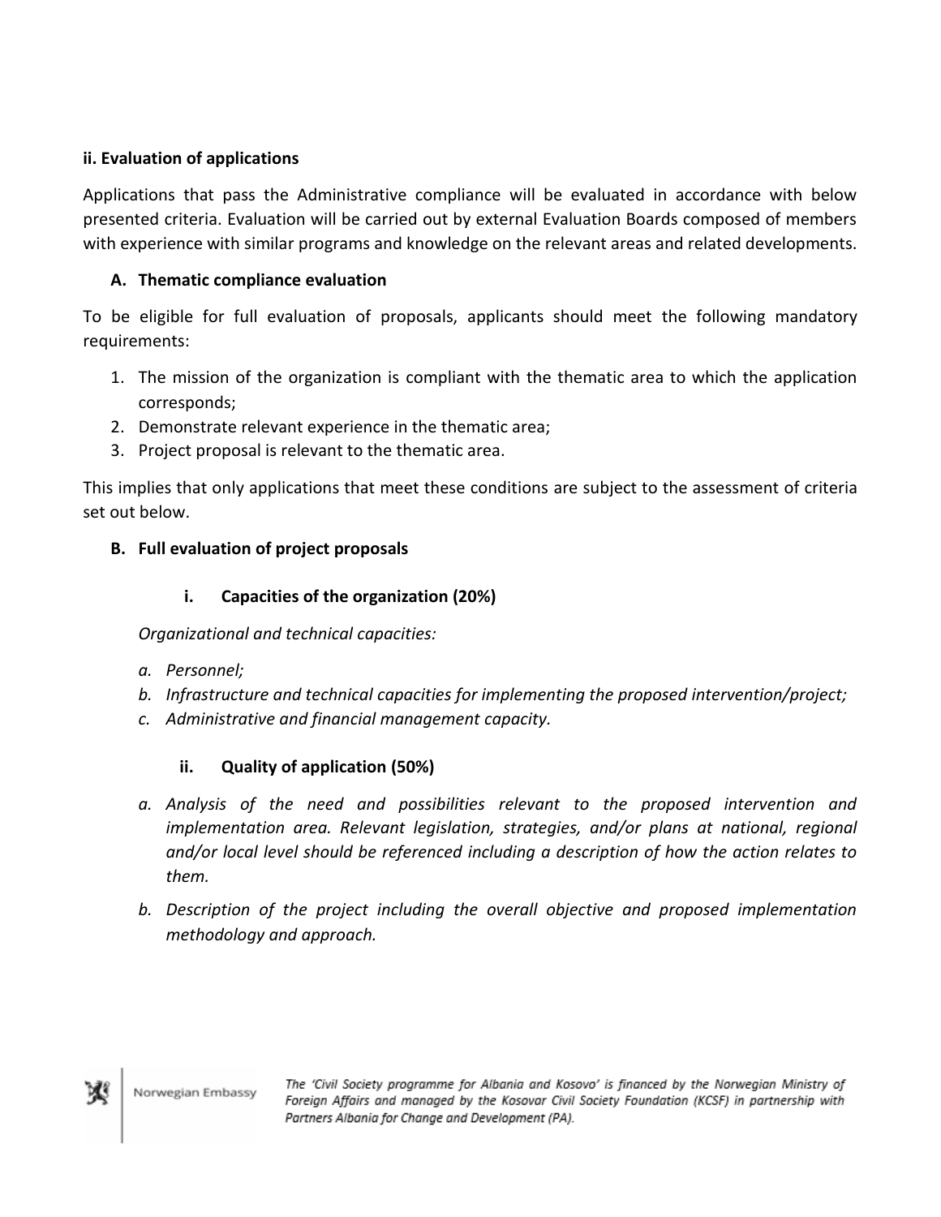**ii. Evaluation of applications**

Applications that pass the Administrative compliance will be evaluated in accordance with below presented criteria. Evaluation will be carried out by external Evaluation Boards composed of members with experience with similar programs and knowledge on the relevant areas and related developments.

**A. Thematic compliance evaluation**

To be eligible for full evaluation of proposals, applicants should meet the following mandatory requirements:

1. The mission of the organization is compliant with the thematic area to which the application corresponds;
2. Demonstrate relevant experience in the thematic area;
3. Project proposal is relevant to the thematic area.

This implies that only applications that meet these conditions are subject to the assessment of criteria set out below.

**B. Full evaluation of project proposals**

**i. Capacities of the organization (20%)**

*Organizational and technical capacities:*

*a. Personnel;*

*b. Infrastructure and technical capacities for implementing the proposed intervention/project;*

*c. Administrative and financial management capacity.*

**ii. Quality of application (50%)**

*a. Analysis of the need and possibilities relevant to the proposed intervention and implementation area. Relevant legislation, strategies, and/or plans at national, regional and/or local level should be referenced including a description of how the action relates to them.*

*b. Description of the project including the overall objective and proposed implementation methodology and approach.*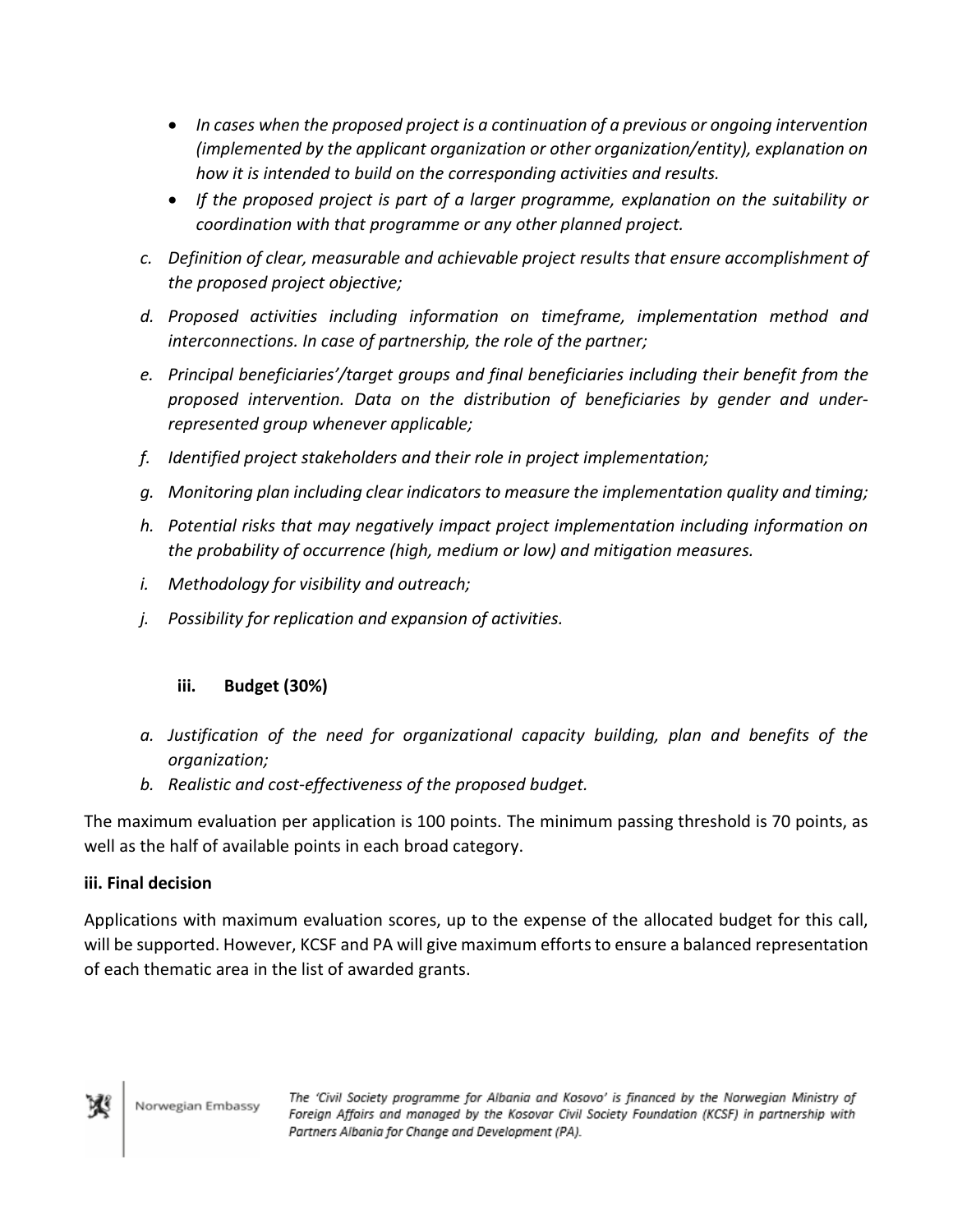- *In cases when the proposed project is a continuation of a previous or ongoing intervention (implemented by the applicant organization or other organization/entity), explanation on how it is intended to build on the corresponding activities and results.*
- *If the proposed project is part of a larger programme, explanation on the suitability or coordination with that programme or any other planned project.*

*c. Definition of clear, measurable and achievable project results that ensure accomplishment of the proposed project objective;*

*d. Proposed activities including information on timeframe, implementation method and interconnections. In case of partnership, the role of the partner;*

*e. Principal beneficiaries'/target groups and final beneficiaries including their benefit from the proposed intervention. Data on the distribution of beneficiaries by gender and under-represented group whenever applicable;*

*f. Identified project stakeholders and their role in project implementation;*

*g. Monitoring plan including clear indicators to measure the implementation quality and timing;*

*h. Potential risks that may negatively impact project implementation including information on the probability of occurrence (high, medium or low) and mitigation measures.*

*i. Methodology for visibility and outreach;*

*j. Possibility for replication and expansion of activities.*

**iii. Budget (30%)**

*a. Justification of the need for organizational capacity building, plan and benefits of the organization;*

*b. Realistic and cost-effectiveness of the proposed budget.*

The maximum evaluation per application is 100 points. The minimum passing threshold is 70 points, as well as the half of available points in each broad category.

**iii. Final decision**

Applications with maximum evaluation scores, up to the expense of the allocated budget for this call, will be supported. However, KCSF and PA will give maximum efforts to ensure a balanced representation of each thematic area in the list of awarded grants.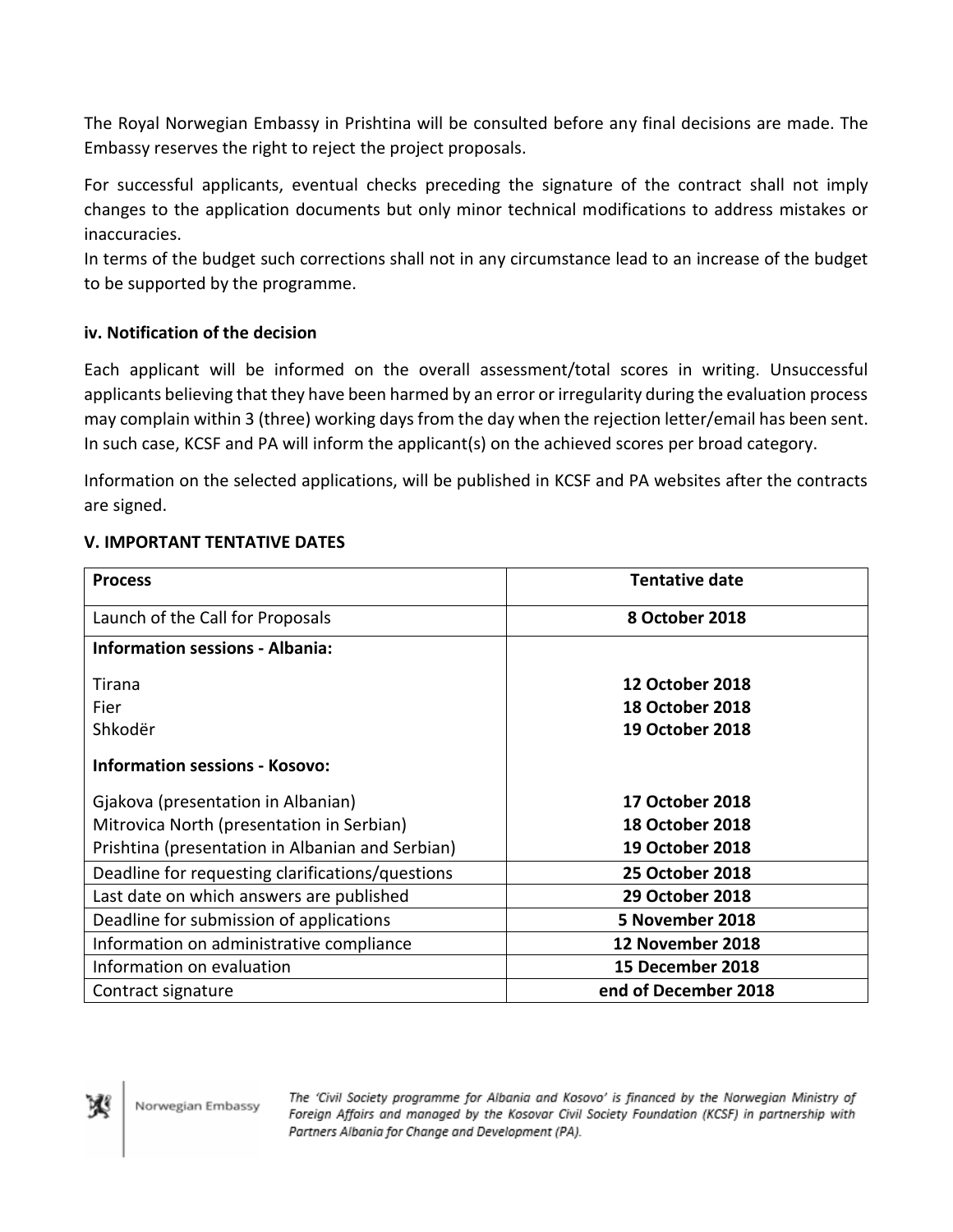The Royal Norwegian Embassy in Prishtina will be consulted before any final decisions are made. The Embassy reserves the right to reject the project proposals.

For successful applicants, eventual checks preceding the signature of the contract shall not imply changes to the application documents but only minor technical modifications to address mistakes or inaccuracies.
In terms of the budget such corrections shall not in any circumstance lead to an increase of the budget to be supported by the programme.

**iv. Notification of the decision**

Each applicant will be informed on the overall assessment/total scores in writing. Unsuccessful applicants believing that they have been harmed by an error or irregularity during the evaluation process may complain within 3 (three) working days from the day when the rejection letter/email has sent. In such case, KCSF and PA will inform the applicant(s) on the achieved scores per broad category.

Information on the selected applications, will be published in KCSF and PA websites after the contracts are signed.

**V. IMPORTANT TENTATIVE DATES**

| **Process** | **Tentative date** |
|---|---|
| Launch of the Call for Proposals | **8 October 2018** |
| **Information sessions - Albania:** | |
| Tirana | **12 October 2018** |
| Fier | **18 October 2018** |
| Shkodër | **19 October 2018** |
| **Information sessions - Kosovo:** | |
| Gjakova (presentation in Albanian) | **17 October 2018** |
| Mitrovica North (presentation in Serbian) | **18 October 2018** |
| Prishtina (presentation in Albanian and Serbian) | **19 October 2018** |
| Deadline for requesting clarifications/questions | **25 October 2018** |
| Last date on which answers are published | **29 October 2018** |
| Deadline for submission of applications | **5 November 2018** |
| Information on administrative compliance | **12 November 2018** |
| Information on evaluation | **15 December 2018** |
| Contract signature | **end of December 2018** |